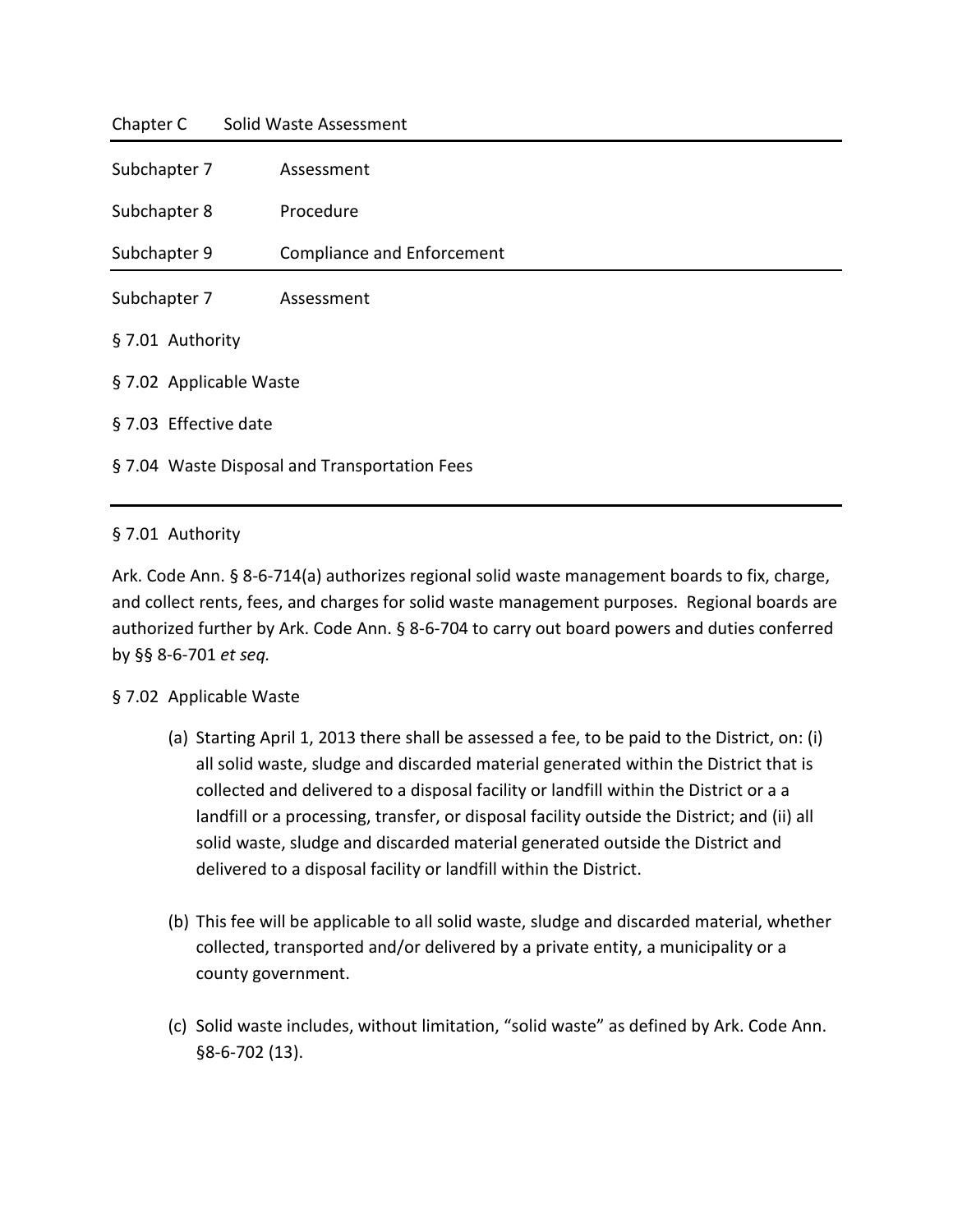# Chapter C Solid Waste Assessment

| | |
|---|---|
| Subchapter 7 | Assessment |
| Subchapter 8 | Procedure |
| Subchapter 9 | Compliance and Enforcement |

## Subchapter 7 Assessment

§ 7.01 Authority

§ 7.02 Applicable Waste

§ 7.03 Effective date

§ 7.04 Waste Disposal and Transportation Fees

---

### § 7.01 Authority

Ark. Code Ann. § 8-6-714(a) authorizes regional solid waste management boards to fix, charge, and collect rents, fees, and charges for solid waste management purposes. Regional boards are authorized further by Ark. Code Ann. § 8-6-704 to carry out board powers and duties conferred by §§ 8-6-701 *et seq.*

### § 7.02 Applicable Waste

(a) Starting April 1, 2013 there shall be assessed a fee, to be paid to the District, on: (i) all solid waste, sludge and discarded material generated within the District that is collected and delivered to a disposal facility or landfill within the District or a a landfill or a processing, transfer, or disposal facility outside the District; and (ii) all solid waste, sludge and discarded material generated outside the District and delivered to a disposal facility or landfill within the District.

(b) This fee will be applicable to all solid waste, sludge and discarded material, whether collected, transported and/or delivered by a private entity, a municipality or a county government.

(c) Solid waste includes, without limitation, "solid waste" as defined by Ark. Code Ann. §8-6-702 (13).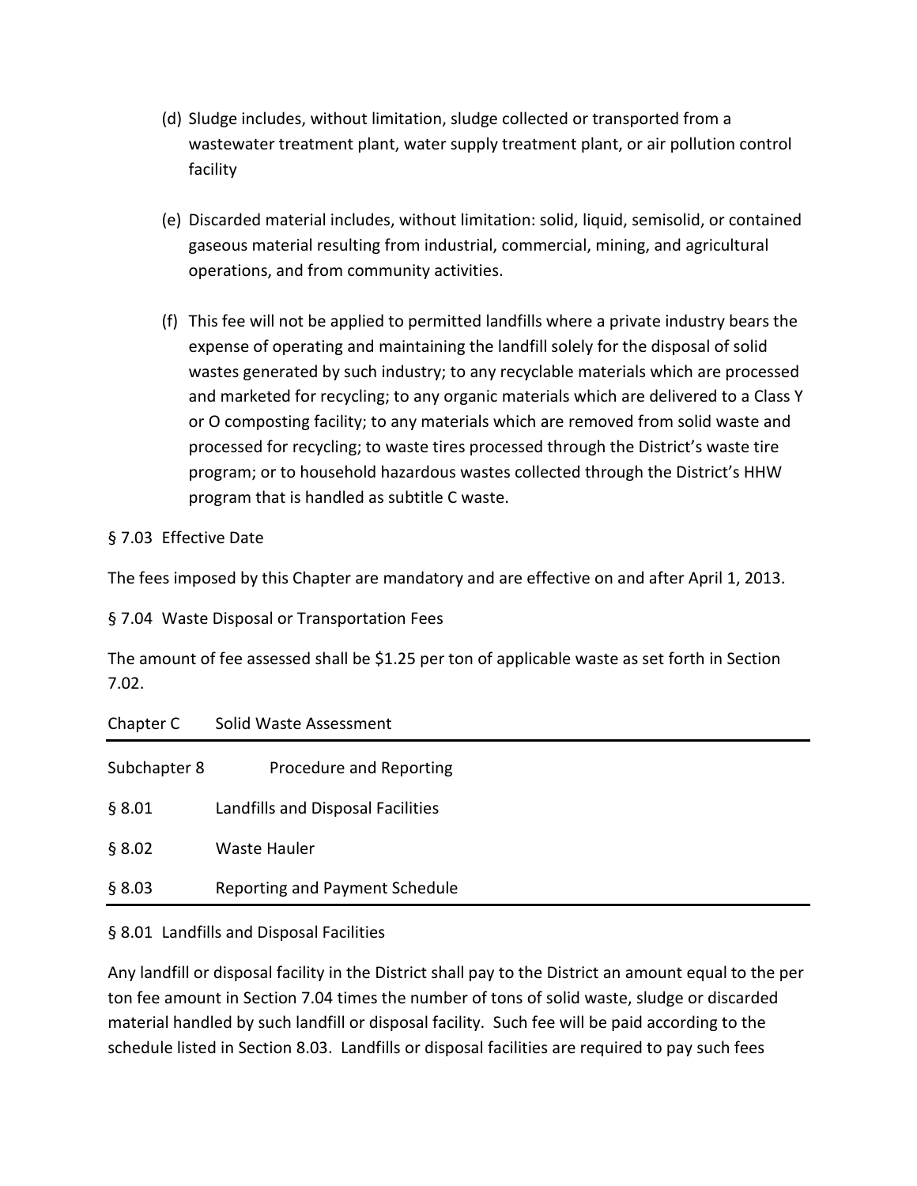(d) Sludge includes, without limitation, sludge collected or transported from a wastewater treatment plant, water supply treatment plant, or air pollution control facility

(e) Discarded material includes, without limitation: solid, liquid, semisolid, or contained gaseous material resulting from industrial, commercial, mining, and agricultural operations, and from community activities.

(f) This fee will not be applied to permitted landfills where a private industry bears the expense of operating and maintaining the landfill solely for the disposal of solid wastes generated by such industry; to any recyclable materials which are processed and marketed for recycling; to any organic materials which are delivered to a Class Y or O composting facility; to any materials which are removed from solid waste and processed for recycling; to waste tires processed through the District's waste tire program; or to household hazardous wastes collected through the District's HHW program that is handled as subtitle C waste.

§ 7.03 Effective Date

The fees imposed by this Chapter are mandatory and are effective on and after April 1, 2013.

§ 7.04 Waste Disposal or Transportation Fees

The amount of fee assessed shall be $1.25 per ton of applicable waste as set forth in Section 7.02.

| Chapter C | Solid Waste Assessment |
|---|---|
| Subchapter 8 | Procedure and Reporting |
| § 8.01 | Landfills and Disposal Facilities |
| § 8.02 | Waste Hauler |
| § 8.03 | Reporting and Payment Schedule |

§ 8.01 Landfills and Disposal Facilities

Any landfill or disposal facility in the District shall pay to the District an amount equal to the per ton fee amount in Section 7.04 times the number of tons of solid waste, sludge or discarded material handled by such landfill or disposal facility. Such fee will be paid according to the schedule listed in Section 8.03. Landfills or disposal facilities are required to pay such fees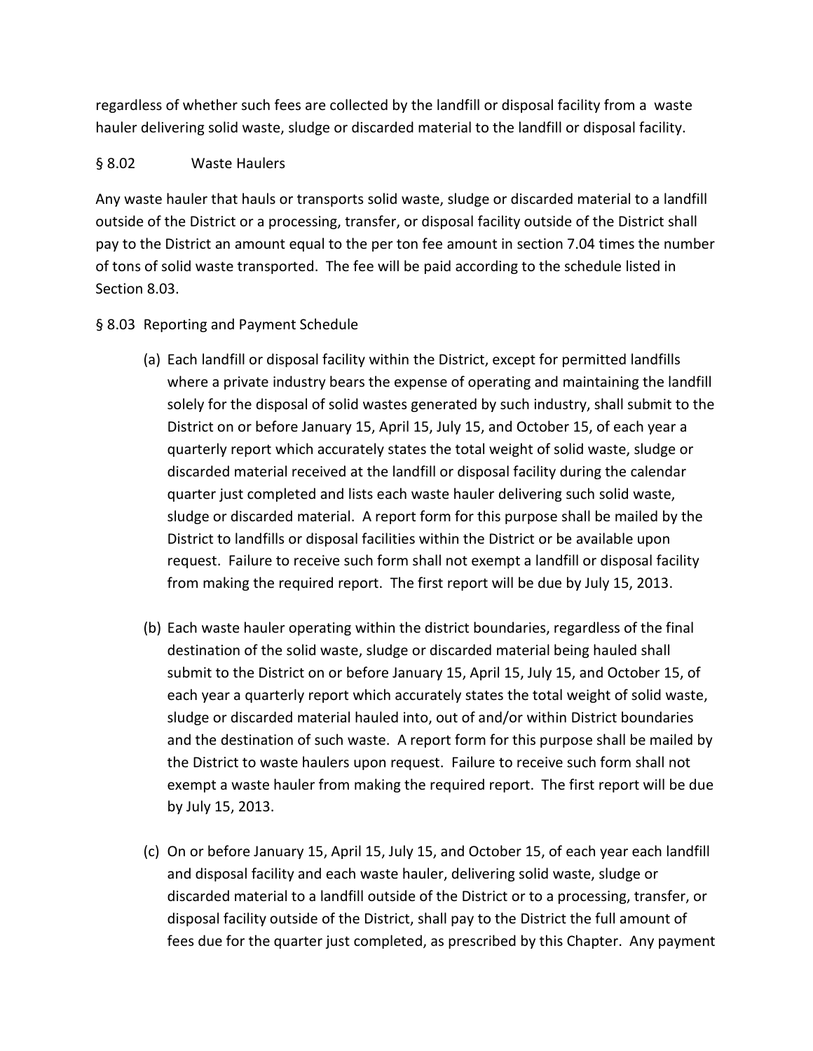regardless of whether such fees are collected by the landfill or disposal facility from a waste hauler delivering solid waste, sludge or discarded material to the landfill or disposal facility.

## § 8.02 Waste Haulers

Any waste hauler that hauls or transports solid waste, sludge or discarded material to a landfill outside of the District or a processing, transfer, or disposal facility outside of the District shall pay to the District an amount equal to the per ton fee amount in section 7.04 times the number of tons of solid waste transported. The fee will be paid according to the schedule listed in Section 8.03.

## § 8.03 Reporting and Payment Schedule

(a) Each landfill or disposal facility within the District, except for permitted landfills where a private industry bears the expense of operating and maintaining the landfill solely for the disposal of solid wastes generated by such industry, shall submit to the District on or before January 15, April 15, July 15, and October 15, of each year a quarterly report which accurately states the total weight of solid waste, sludge or discarded material received at the landfill or disposal facility during the calendar quarter just completed and lists each waste hauler delivering such solid waste, sludge or discarded material. A report form for this purpose shall be mailed by the District to landfills or disposal facilities within the District or be available upon request. Failure to receive such form shall not exempt a landfill or disposal facility from making the required report. The first report will be due by July 15, 2013.

(b) Each waste hauler operating within the district boundaries, regardless of the final destination of the solid waste, sludge or discarded material being hauled shall submit to the District on or before January 15, April 15, July 15, and October 15, of each year a quarterly report which accurately states the total weight of solid waste, sludge or discarded material hauled into, out of and/or within District boundaries and the destination of such waste. A report form for this purpose shall be mailed by the District to waste haulers upon request. Failure to receive such form shall not exempt a waste hauler from making the required report. The first report will be due by July 15, 2013.

(c) On or before January 15, April 15, July 15, and October 15, of each year each landfill and disposal facility and each waste hauler, delivering solid waste, sludge or discarded material to a landfill outside of the District or to a processing, transfer, or disposal facility outside of the District, shall pay to the District the full amount of fees due for the quarter just completed, as prescribed by this Chapter. Any payment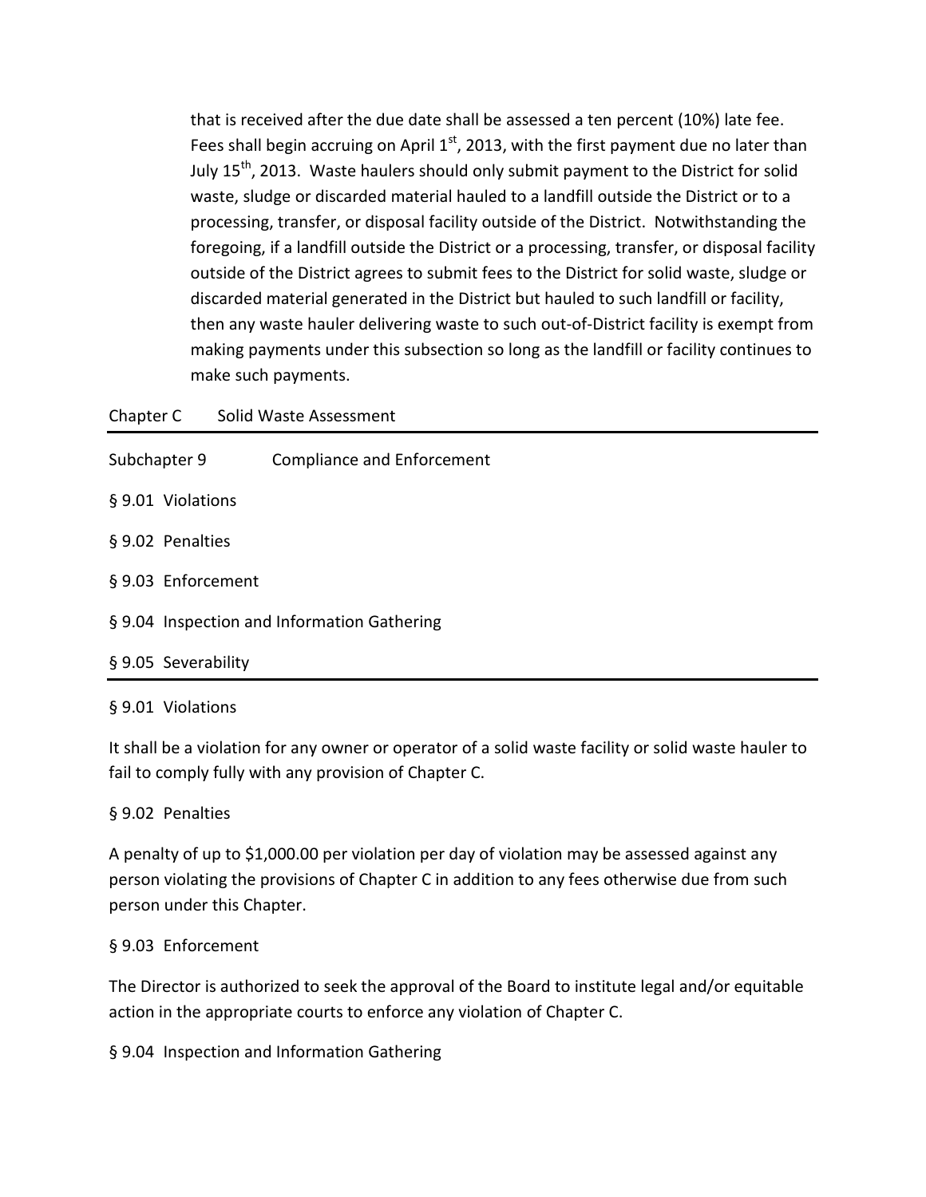that is received after the due date shall be assessed a ten percent (10%) late fee. Fees shall begin accruing on April 1st, 2013, with the first payment due no later than July 15th, 2013. Waste haulers should only submit payment to the District for solid waste, sludge or discarded material hauled to a landfill outside the District or to a processing, transfer, or disposal facility outside of the District. Notwithstanding the foregoing, if a landfill outside the District or a processing, transfer, or disposal facility outside of the District agrees to submit fees to the District for solid waste, sludge or discarded material generated in the District but hauled to such landfill or facility, then any waste hauler delivering waste to such out-of-District facility is exempt from making payments under this subsection so long as the landfill or facility continues to make such payments.

Chapter C Solid Waste Assessment

---

Subchapter 9 Compliance and Enforcement

§ 9.01 Violations

§ 9.02 Penalties

§ 9.03 Enforcement

§ 9.04 Inspection and Information Gathering

§ 9.05 Severability

---

§ 9.01 Violations

It shall be a violation for any owner or operator of a solid waste facility or solid waste hauler to fail to comply fully with any provision of Chapter C.

§ 9.02 Penalties

A penalty of up to $1,000.00 per violation per day of violation may be assessed against any person violating the provisions of Chapter C in addition to any fees otherwise due from such person under this Chapter.

§ 9.03 Enforcement

The Director is authorized to seek the approval of the Board to institute legal and/or equitable action in the appropriate courts to enforce any violation of Chapter C.

§ 9.04 Inspection and Information Gathering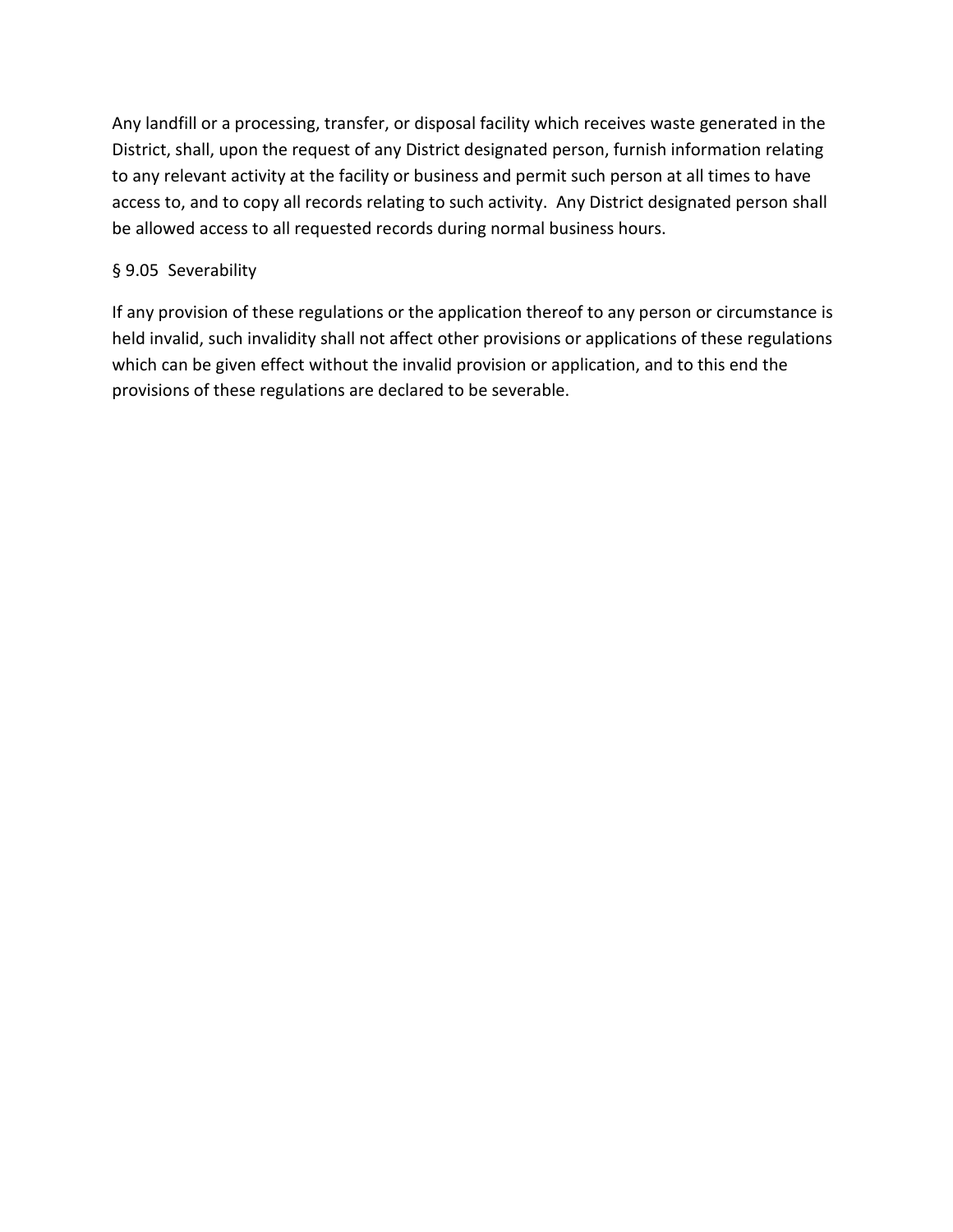Any landfill or a processing, transfer, or disposal facility which receives waste generated in the District, shall, upon the request of any District designated person, furnish information relating to any relevant activity at the facility or business and permit such person at all times to have access to, and to copy all records relating to such activity. Any District designated person shall be allowed access to all requested records during normal business hours.

### § 9.05 Severability

If any provision of these regulations or the application thereof to any person or circumstance is held invalid, such invalidity shall not affect other provisions or applications of these regulations which can be given effect without the invalid provision or application, and to this end the provisions of these regulations are declared to be severable.